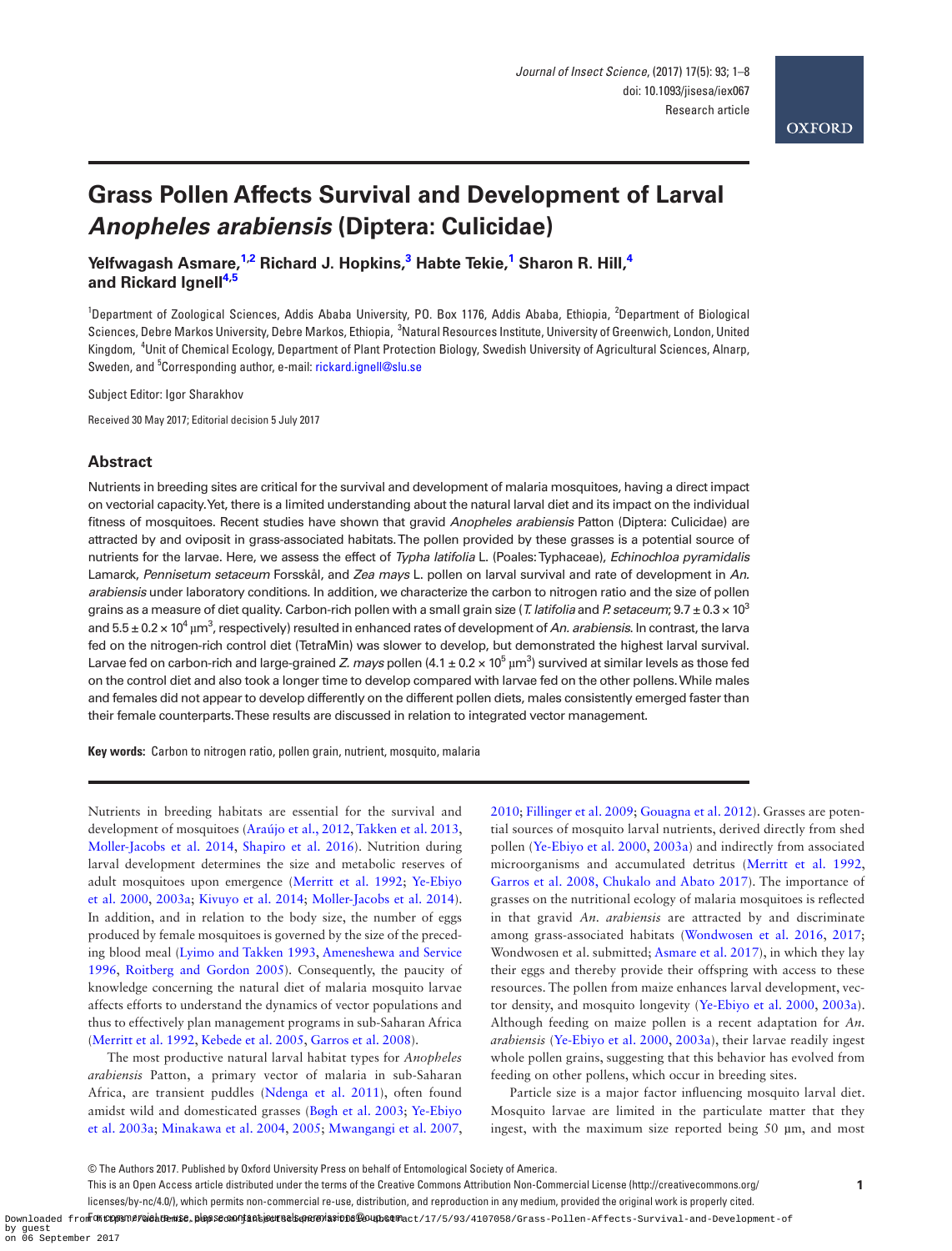# Grass Pollen Affects Survival and Development of Larval *Anopheles arabiensis* (Diptera: Culicidae)

**Yelfwagash Asmare,[1,2] Richard J. Hopkins,[3] Habte Tekie,[1] Sharon R. Hill,[4] and Rickard Ignell[4,5]**

[1]Department of Zoological Sciences, Addis Ababa University, P.O. Box 1176, Addis Ababa, Ethiopia, [2]Department of Biological Sciences, Debre Markos University, Debre Markos, Ethiopia, [3]Natural Resources Institute, University of Greenwich, London, United Kingdom, [4]Unit of Chemical Ecology, Department of Plant Protection Biology, Swedish University of Agricultural Sciences, Alnarp, Sweden, and [5]Corresponding author, e-mail: rickard.ignell@slu.se

Subject Editor: Igor Sharakhov

Received 30 May 2017; Editorial decision 5 July 2017

## Abstract

Nutrients in breeding sites are critical for the survival and development of malaria mosquitoes, having a direct impact on vectorial capacity. Yet, there is a limited understanding about the natural larval diet and its impact on the individual fitness of mosquitoes. Recent studies have shown that gravid *Anopheles arabiensis* Patton (Diptera: Culicidae) are attracted by and oviposit in grass-associated habitats. The pollen provided by these grasses is a potential source of nutrients for the larvae. Here, we assess the effect of *Typha latifolia* L. (Poales: Typhaceae), *Echinochloa pyramidalis* Lamarck, *Pennisetum setaceum* Forsskål, and *Zea mays* L. pollen on larval survival and rate of development in *An. arabiensis* under laboratory conditions. In addition, we characterize the carbon to nitrogen ratio and the size of pollen grains as a measure of diet quality. Carbon-rich pollen with a small grain size (*T. latifolia* and *P. setaceum*; $9.7 \pm 0.3 \times 10^3$ and $5.5 \pm 0.2 \times 10^4$ µm$^3$, respectively) resulted in enhanced rates of development of *An. arabiensis*. In contrast, the larva fed on the nitrogen-rich control diet (TetraMin) was slower to develop, but demonstrated the highest larval survival. Larvae fed on carbon-rich and large-grained *Z. mays* pollen ($4.1 \pm 0.2 \times 10^5$ µm$^3$) survived at similar levels as those fed on the control diet and also took a longer time to develop compared with larvae fed on the other pollens. While males and females did not appear to develop differently on the different pollen diets, males consistently emerged faster than their female counterparts. These results are discussed in relation to integrated vector management.

**Key words:** Carbon to nitrogen ratio, pollen grain, nutrient, mosquito, malaria

Nutrients in breeding habitats are essential for the survival and development of mosquitoes (Araújo et al., 2012, Takken et al. 2013, Moller-Jacobs et al. 2014, Shapiro et al. 2016). Nutrition during larval development determines the size and metabolic reserves of adult mosquitoes upon emergence (Merritt et al. 1992; Ye-Ebiyo et al. 2000, 2003a; Kivuyo et al. 2014; Moller-Jacobs et al. 2014). In addition, and in relation to the body size, the number of eggs produced by female mosquitoes is governed by the size of the preceding blood meal (Lyimo and Takken 1993, Ameneshewa and Service 1996, Roitberg and Gordon 2005). Consequently, the paucity of knowledge concerning the natural diet of malaria mosquito larvae affects efforts to understand the dynamics of vector populations and thus to effectively plan management programs in sub-Saharan Africa (Merritt et al. 1992, Kebede et al. 2005, Garros et al. 2008).

The most productive natural larval habitat types for *Anopheles arabiensis* Patton, a primary vector of malaria in sub-Saharan Africa, are transient puddles (Ndenga et al. 2011), often found amidst wild and domesticated grasses (Bøgh et al. 2003; Ye-Ebiyo et al. 2003a; Minakawa et al. 2004, 2005; Mwangangi et al. 2007, 2010; Fillinger et al. 2009; Gouagna et al. 2012). Grasses are potential sources of mosquito larval nutrients, derived directly from shed pollen (Ye-Ebiyo et al. 2000, 2003a) and indirectly from associated microorganisms and accumulated detritus (Merritt et al. 1992, Garros et al. 2008, Chukalo and Abato 2017). The importance of grasses on the nutritional ecology of malaria mosquitoes is reflected in that gravid *An. arabiensis* are attracted by and discriminate among grass-associated habitats (Wondwosen et al. 2016, 2017; Wondwosen et al. submitted; Asmare et al. 2017), in which they lay their eggs and thereby provide their offspring with access to these resources. The pollen from maize enhances larval development, vector density, and mosquito longevity (Ye-Ebiyo et al. 2000, 2003a). Although feeding on maize pollen is a recent adaptation for *An. arabiensis* (Ye-Ebiyo et al. 2000, 2003a), their larvae readily ingest whole pollen grains, suggesting that this behavior has evolved from feeding on other pollens, which occur in breeding sites.

Particle size is a major factor influencing mosquito larval diet. Mosquito larvae are limited in the particulate matter that they ingest, with the maximum size reported being 50 µm, and most

© The Authors 2017. Published by Oxford University Press on behalf of Entomological Society of America.
This is an Open Access article distributed under the terms of the Creative Commons Attribution Non-Commercial License (http://creativecommons.org/licenses/by-nc/4.0/), which permits non-commercial re-use, distribution, and reproduction in any medium, provided the original work is properly cited. For commercial re-use, please contact journals.permissions@oup.com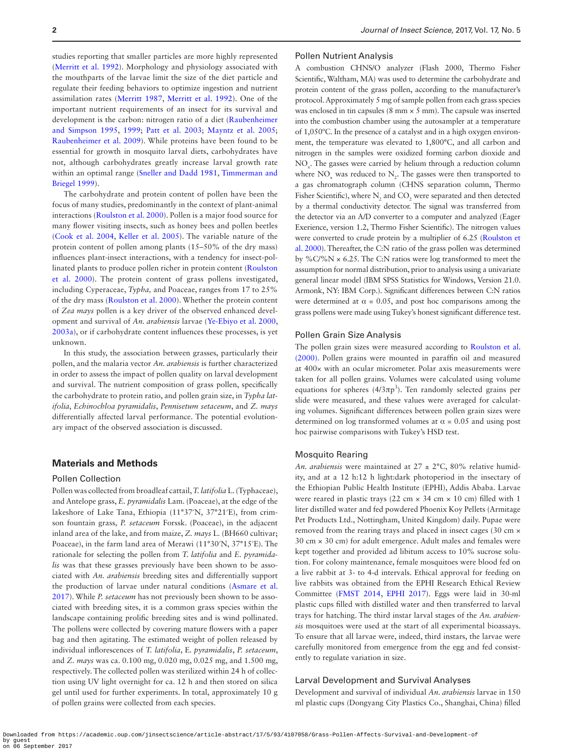studies reporting that smaller particles are more highly represented (Merritt et al. 1992). Morphology and physiology associated with the mouthparts of the larvae limit the size of the diet particle and regulate their feeding behaviors to optimize ingestion and nutrient assimilation rates (Merritt 1987, Merritt et al. 1992). One of the important nutrient requirements of an insect for its survival and development is the carbon: nitrogen ratio of a diet (Raubenheimer and Simpson 1995, 1999; Patt et al. 2003; Mayntz et al. 2005; Raubenheimer et al. 2009). While proteins have been found to be essential for growth in mosquito larval diets, carbohydrates have not, although carbohydrates greatly increase larval growth rate within an optimal range (Sneller and Dadd 1981, Timmerman and Briegel 1999).

The carbohydrate and protein content of pollen have been the focus of many studies, predominantly in the context of plant-animal interactions (Roulston et al. 2000). Pollen is a major food source for many flower visiting insects, such as honey bees and pollen beetles (Cook et al. 2004, Keller et al. 2005). The variable nature of the protein content of pollen among plants (15–50% of the dry mass) influences plant-insect interactions, with a tendency for insect-pollinated plants to produce pollen richer in protein content (Roulston et al. 2000). The protein content of grass pollens investigated, including Cyperaceae, *Typha,* and Poaceae, ranges from 17 to 25% of the dry mass (Roulston et al. 2000). Whether the protein content of *Zea mays* pollen is a key driver of the observed enhanced development and survival of *An. arabiensis* larvae (Ye-Ebiyo et al. 2000, 2003a), or if carbohydrate content influences these processes, is yet unknown.

In this study, the association between grasses, particularly their pollen, and the malaria vector *An. arabiensis* is further characterized in order to assess the impact of pollen quality on larval development and survival. The nutrient composition of grass pollen, specifically the carbohydrate to protein ratio, and pollen grain size, in *Typha latifolia*, *Echinochloa pyramidalis*, *Pennisetum setaceum*, and *Z. mays* differentially affected larval performance. The potential evolutionary impact of the observed association is discussed.

## Materials and Methods

### Pollen Collection

Pollen was collected from broadleaf cattail, *T. latifolia* L. (Typhaceae), and Antelope grass, *E. pyramidalis* Lam. (Poaceae), at the edge of the lakeshore of Lake Tana, Ethiopia (11°37′N, 37°21′E), from crimson fountain grass, *P. setaceum* Forssk. (Poaceae), in the adjacent inland area of the lake, and from maize, *Z. mays* L. (BH660 cultivar; Poaceae), in the farm land area of Merawi (11°30′N, 37°15′E). The rationale for selecting the pollen from *T. latifolia* and *E. pyramidalis* was that these grasses previously have been shown to be associated with *An. arabiensis* breeding sites and differentially support the production of larvae under natural conditions (Asmare et al. 2017). While *P. setaceum* has not previously been shown to be associated with breeding sites, it is a common grass species within the landscape containing prolific breeding sites and is wind pollinated. The pollens were collected by covering mature flowers with a paper bag and then agitating. The estimated weight of pollen released by individual inflorescences of *T. latifolia*, E. *pyramidalis*, *P. setaceum*, and *Z. mays* was ca. 0.100 mg, 0.020 mg, 0.025 mg, and 1.500 mg, respectively. The collected pollen was sterilized within 24 h of collection using UV light overnight for ca. 12 h and then stored on silica gel until used for further experiments. In total, approximately 10 g of pollen grains were collected from each species.

### Pollen Nutrient Analysis

A combustion CHNS/O analyzer (Flash 2000, Thermo Fisher Scientific, Waltham, MA) was used to determine the carbohydrate and protein content of the grass pollen, according to the manufacturer's protocol. Approximately 5 mg of sample pollen from each grass species was enclosed in tin capsules (8 mm × 5 mm). The capsule was inserted into the combustion chamber using the autosampler at a temperature of 1,050ºC. In the presence of a catalyst and in a high oxygen environment, the temperature was elevated to 1,800°C, and all carbon and nitrogen in the samples were oxidized forming carbon dioxide and $NO_x$. The gasses were carried by helium through a reduction column where $NO_x$ was reduced to $N_2$. The gasses were then transported to a gas chromatograph column (CHNS separation column, Thermo Fisher Scientific), where $N_2$ and $CO_2$ were separated and then detected by a thermal conductivity detector. The signal was transferred from the detector via an A/D converter to a computer and analyzed (Eager Exerience, version 1.2, Thermo Fisher Scientific). The nitrogen values were converted to crude protein by a multiplier of 6.25 (Roulston et al. 2000). Thereafter, the C:N ratio of the grass pollen was determined by %C/%N × 6.25. The C:N ratios were log transformed to meet the assumption for normal distribution, prior to analysis using a univariate general linear model (IBM SPSS Statistics for Windows, Version 21.0. Armonk, NY: IBM Corp.). Significant differences between C:N ratios were determined at $\alpha = 0.05$, and post hoc comparisons among the grass pollens were made using Tukey's honest significant difference test.

### Pollen Grain Size Analysis

The pollen grain sizes were measured according to Roulston et al. (2000). Pollen grains were mounted in paraffin oil and measured at 400× with an ocular micrometer. Polar axis measurements were taken for all pollen grains. Volumes were calculated using volume equations for spheres ($4/3\pi p^3$). Ten randomly selected grains per slide were measured, and these values were averaged for calculating volumes. Significant differences between pollen grain sizes were determined on log transformed volumes at $\alpha = 0.05$ and using post hoc pairwise comparisons with Tukey's HSD test.

### Mosquito Rearing

*An. arabiensis* were maintained at 27 ± 2°C, 80% relative humidity, and at a 12 h:12 h light:dark photoperiod in the insectary of the Ethiopian Public Health Institute (EPHI), Addis Ababa. Larvae were reared in plastic trays (22 cm × 34 cm × 10 cm) filled with 1 liter distilled water and fed powdered Phoenix Koy Pellets (Armitage Pet Products Ltd., Nottingham, United Kingdom) daily. Pupae were removed from the rearing trays and placed in insect cages (30 cm × 30 cm × 30 cm) for adult emergence. Adult males and females were kept together and provided ad libitum access to 10% sucrose solution. For colony maintenance, female mosquitoes were blood fed on a live rabbit at 3- to 4-d intervals. Ethical approval for feeding on live rabbits was obtained from the EPHI Research Ethical Review Committee (FMST 2014, EPHI 2017). Eggs were laid in 30-ml plastic cups filled with distilled water and then transferred to larval trays for hatching. The third instar larval stages of the *An. arabiensis* mosquitoes were used at the start of all experimental bioassays. To ensure that all larvae were, indeed, third instars, the larvae were carefully monitored from emergence from the egg and fed consistently to regulate variation in size.

### Larval Development and Survival Analyses

Development and survival of individual *An. arabiensis* larvae in 150 ml plastic cups (Dongyang City Plastics Co., Shanghai, China) filled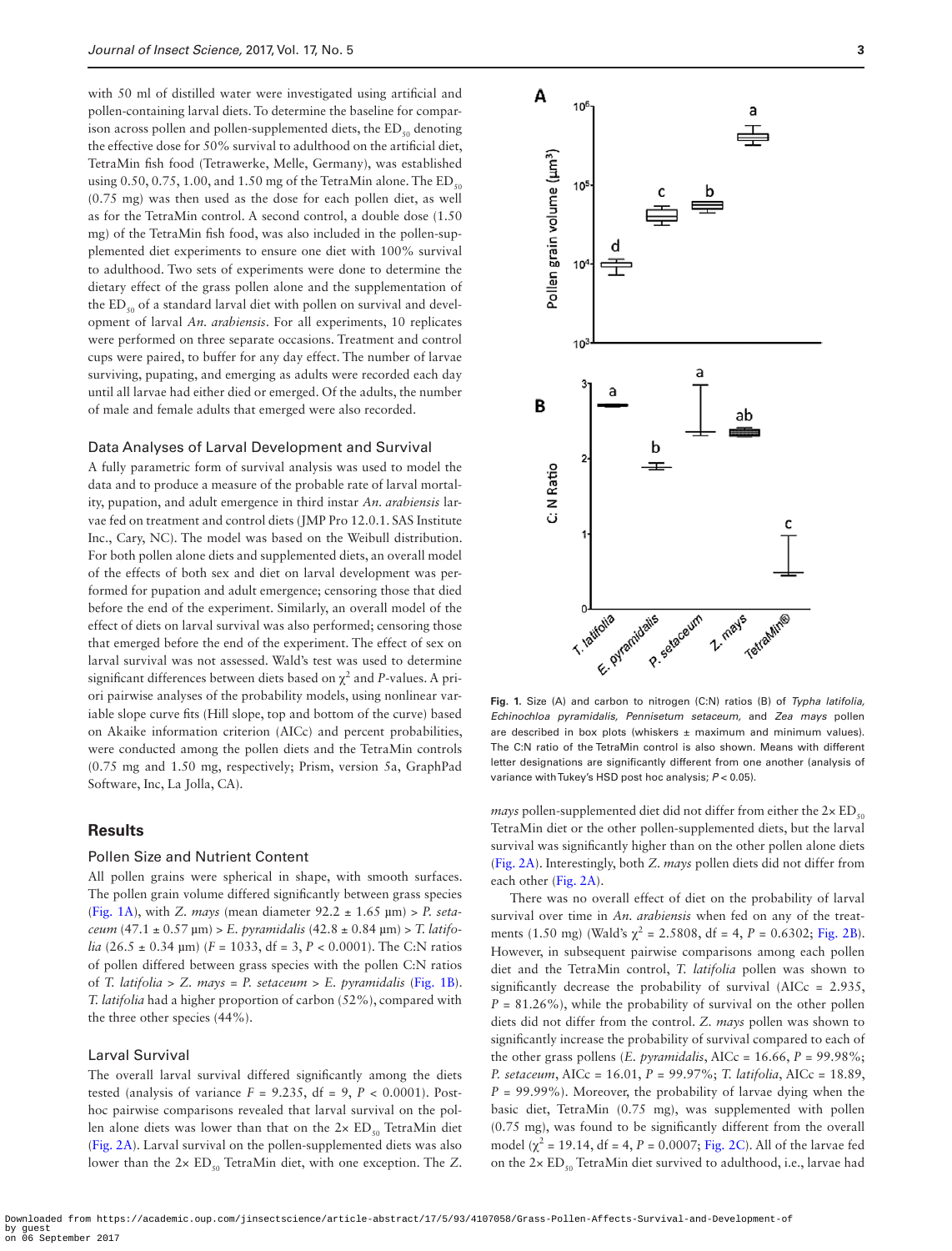with 50 ml of distilled water were investigated using artificial and pollen-containing larval diets. To determine the baseline for comparison across pollen and pollen-supplemented diets, the $ED_{50}$ denoting the effective dose for 50% survival to adulthood on the artificial diet, TetraMin fish food (Tetrawerke, Melle, Germany), was established using 0.50, 0.75, 1.00, and 1.50 mg of the TetraMin alone. The $ED_{50}$ (0.75 mg) was then used as the dose for each pollen diet, as well as for the TetraMin control. A second control, a double dose (1.50 mg) of the TetraMin fish food, was also included in the pollen-supplemented diet experiments to ensure one diet with 100% survival to adulthood. Two sets of experiments were done to determine the dietary effect of the grass pollen alone and the supplementation of the $ED_{50}$ of a standard larval diet with pollen on survival and development of larval *An. arabiensis*. For all experiments, 10 replicates were performed on three separate occasions. Treatment and control cups were paired, to buffer for any day effect. The number of larvae surviving, pupating, and emerging as adults were recorded each day until all larvae had either died or emerged. Of the adults, the number of male and female adults that emerged were also recorded.

### Data Analyses of Larval Development and Survival

A fully parametric form of survival analysis was used to model the data and to produce a measure of the probable rate of larval mortality, pupation, and adult emergence in third instar *An. arabiensis* larvae fed on treatment and control diets (JMP Pro 12.0.1. SAS Institute Inc., Cary, NC). The model was based on the Weibull distribution. For both pollen alone diets and supplemented diets, an overall model of the effects of both sex and diet on larval development was performed for pupation and adult emergence; censoring those that died before the end of the experiment. Similarly, an overall model of the effect of diets on larval survival was also performed; censoring those that emerged before the end of the experiment. The effect of sex on larval survival was not assessed. Wald's test was used to determine significant differences between diets based on $\chi^2$ and *P*-values. A priori pairwise analyses of the probability models, using nonlinear variable slope curve fits (Hill slope, top and bottom of the curve) based on Akaike information criterion (AICc) and percent probabilities, were conducted among the pollen diets and the TetraMin controls (0.75 mg and 1.50 mg, respectively; Prism, version 5a, GraphPad Software, Inc, La Jolla, CA).

## Results

### Pollen Size and Nutrient Content

All pollen grains were spherical in shape, with smooth surfaces. The pollen grain volume differed significantly between grass species (Fig. 1A), with *Z. mays* (mean diameter 92.2 ± 1.65 µm) > *P. setaceum* (47.1 ± 0.57 µm) > *E. pyramidalis* (42.8 ± 0.84 µm) > *T. latifolia* (26.5 ± 0.34 µm) ($F = 1033$, df = 3, $P < 0.0001$). The C:N ratios of pollen differed between grass species with the pollen C:N ratios of *T. latifolia* > *Z. mays* = *P. setaceum* > *E. pyramidalis* (Fig. 1B). *T. latifolia* had a higher proportion of carbon (52%), compared with the three other species (44%).

Fig. 1. Size (A) and carbon to nitrogen (C:N) ratios (B) of *Typha latifolia, Echinochloa pyramidalis, Pennisetum setaceum,* and *Zea mays* pollen are described in box plots (whiskers ± maximum and minimum values). The C:N ratio of the TetraMin control is also shown. Means with different letter designations are significantly different from one another (analysis of variance with Tukey's HSD post hoc analysis; $P < 0.05$).

### Larval Survival

The overall larval survival differed significantly among the diets tested (analysis of variance $F = 9.235$, df = 9, $P < 0.0001$). Post-hoc pairwise comparisons revealed that larval survival on the pollen alone diets was lower than that on the 2× $ED_{50}$ TetraMin diet (Fig. 2A). Larval survival on the pollen-supplemented diets was also lower than the 2× $ED_{50}$ TetraMin diet, with one exception. The *Z. mays* pollen-supplemented diet did not differ from either the 2× $ED_{50}$ TetraMin diet or the other pollen-supplemented diets, but the larval survival was significantly higher than on the other pollen alone diets (Fig. 2A). Interestingly, both *Z. mays* pollen diets did not differ from each other (Fig. 2A).

There was no overall effect of diet on the probability of larval survival over time in *An. arabiensis* when fed on any of the treatments (1.50 mg) (Wald's $\chi^2 = 2.5808$, df = 4, $P = 0.6302$; Fig. 2B). However, in subsequent pairwise comparisons among each pollen diet and the TetraMin control, *T. latifolia* pollen was shown to significantly decrease the probability of survival (AICc = 2.935, $P$ = 81.26%), while the probability of survival on the other pollen diets did not differ from the control. *Z. mays* pollen was shown to significantly increase the probability of survival compared to each of the other grass pollens (*E. pyramidalis*, AICc = 16.66, $P$ = 99.98%; *P. setaceum*, AICc = 16.01, $P$ = 99.97%; *T. latifolia*, AICc = 18.89, $P$ = 99.99%). Moreover, the probability of larvae dying when the basic diet, TetraMin (0.75 mg), was supplemented with pollen (0.75 mg), was found to be significantly different from the overall model ($\chi^2 = 19.14$, df = 4, $P = 0.0007$; Fig. 2C). All of the larvae fed on the 2× $ED_{50}$ TetraMin diet survived to adulthood, i.e., larvae had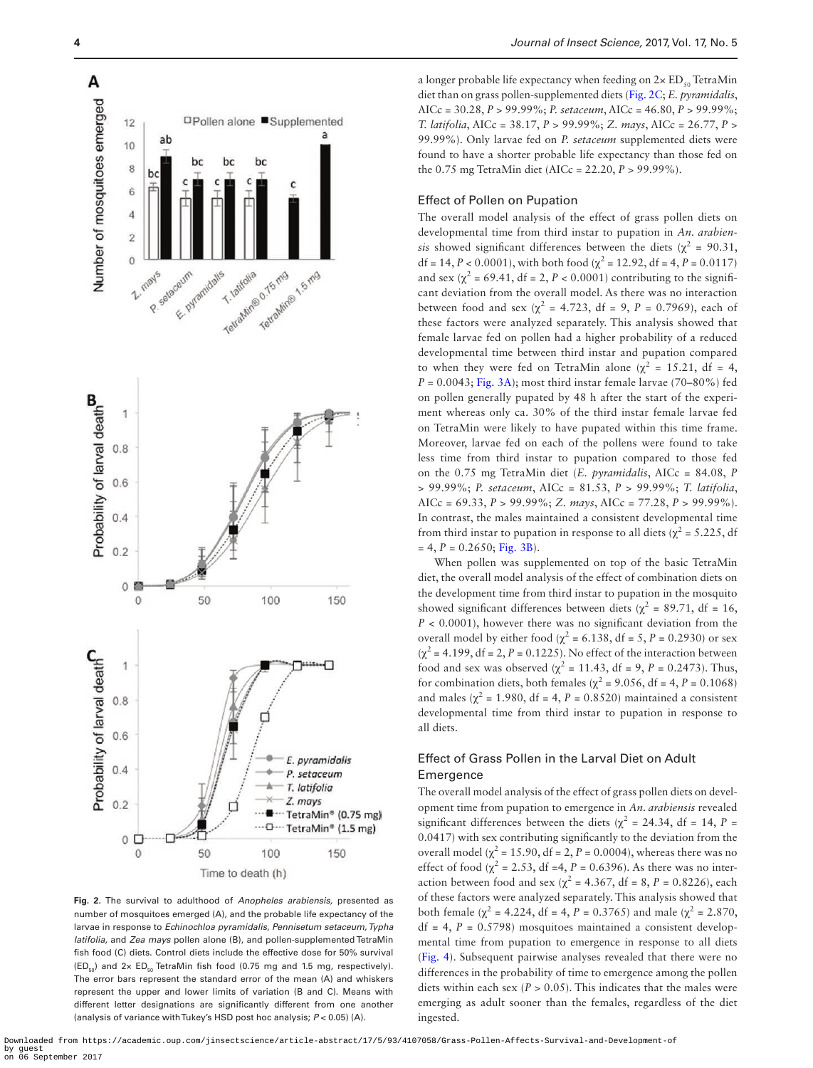**Fig. 2.** The survival to adulthood of *Anopheles arabiensis,* presented as number of mosquitoes emerged (A), and the probable life expectancy of the larvae in response to *Echinochloa pyramidalis*, *Pennisetum setaceum*, *Typha latifolia,* and *Zea mays* pollen alone (B), and pollen-supplemented TetraMin fish food (C) diets. Control diets include the effective dose for 50% survival ($ED_{50}$) and 2× $ED_{50}$ TetraMin fish food (0.75 mg and 1.5 mg, respectively). The error bars represent the standard error of the mean (A) and whiskers represent the upper and lower limits of variation (B and C). Means with different letter designations are significantly different from one another (analysis of variance with Tukey's HSD post hoc analysis; $P < 0.05$) (A).

a longer probable life expectancy when feeding on 2× $ED_{50}$ TetraMin diet than on grass pollen-supplemented diets (Fig. 2C; *E. pyramidalis*, AICc = 30.28, $P$ > 99.99%; *P. setaceum*, AICc = 46.80, $P$ > 99.99%; *T. latifolia*, AICc = 38.17, $P$ > 99.99%; *Z. mays*, AICc = 26.77, $P$ > 99.99%). Only larvae fed on *P. setaceum* supplemented diets were found to have a shorter probable life expectancy than those fed on the 0.75 mg TetraMin diet (AICc = 22.20, $P$ > 99.99%).

## Effect of Pollen on Pupation

The overall model analysis of the effect of grass pollen diets on developmental time from third instar to pupation in *An. arabiensis* showed significant differences between the diets ($\chi^2$ = 90.31, df = 14, $P$ < 0.0001), with both food ($\chi^2$ = 12.92, df = 4, $P$ = 0.0117) and sex ($\chi^2$ = 69.41, df = 2, $P$ < 0.0001) contributing to the significant deviation from the overall model. As there was no interaction between food and sex ($\chi^2$ = 4.723, df = 9, $P$ = 0.7969), each of these factors were analyzed separately. This analysis showed that female larvae fed on pollen had a higher probability of a reduced developmental time between third instar and pupation compared to when they were fed on TetraMin alone ($\chi^2$ = 15.21, df = 4, $P$ = 0.0043; Fig. 3A); most third instar female larvae (70–80%) fed on pollen generally pupated by 48 h after the start of the experiment whereas only ca. 30% of the third instar female larvae fed on TetraMin were likely to have pupated within this time frame. Moreover, larvae fed on each of the pollens were found to take less time from third instar to pupation compared to those fed on the 0.75 mg TetraMin diet (*E. pyramidalis*, AICc = 84.08, $P$ > 99.99%; *P. setaceum*, AICc = 81.53, $P$ > 99.99%; *T. latifolia*, AICc = 69.33, $P$ > 99.99%; *Z. mays*, AICc = 77.28, $P$ > 99.99%). In contrast, the males maintained a consistent developmental time from third instar to pupation in response to all diets ($\chi^2$ = 5.225, df = 4, $P$ = 0.2650; Fig. 3B).

When pollen was supplemented on top of the basic TetraMin diet, the overall model analysis of the effect of combination diets on the development time from third instar to pupation in the mosquito showed significant differences between diets ($\chi^2$ = 89.71, df = 16, $P$ < 0.0001), however there was no significant deviation from the overall model by either food ($\chi^2$ = 6.138, df = 5, $P$ = 0.2930) or sex ($\chi^2$ = 4.199, df = 2, $P$ = 0.1225). No effect of the interaction between food and sex was observed ($\chi^2$ = 11.43, df = 9, $P$ = 0.2473). Thus, for combination diets, both females ($\chi^2$ = 9.056, df = 4, $P$ = 0.1068) and males ($\chi^2$ = 1.980, df = 4, $P$ = 0.8520) maintained a consistent developmental time from third instar to pupation in response to all diets.

## Effect of Grass Pollen in the Larval Diet on Adult Emergence

The overall model analysis of the effect of grass pollen diets on development time from pupation to emergence in *An. arabiensis* revealed significant differences between the diets ($\chi^2$ = 24.34, df = 14, $P$ = 0.0417) with sex contributing significantly to the deviation from the overall model ($\chi^2$ = 15.90, df = 2, $P$ = 0.0004), whereas there was no effect of food ($\chi^2$ = 2.53, df =4, $P$ = 0.6396). As there was no interaction between food and sex ($\chi^2$ = 4.367, df = 8, $P$ = 0.8226), each of these factors were analyzed separately. This analysis showed that both female ($\chi^2$ = 4.224, df = 4, $P$ = 0.3765) and male ($\chi^2$ = 2.870, df = 4, $P$ = 0.5798) mosquitoes maintained a consistent developmental time from pupation to emergence in response to all diets (Fig. 4). Subsequent pairwise analyses revealed that there were no differences in the probability of time to emergence among the pollen diets within each sex ($P$ > 0.05). This indicates that the males were emerging as adult sooner than the females, regardless of the diet ingested.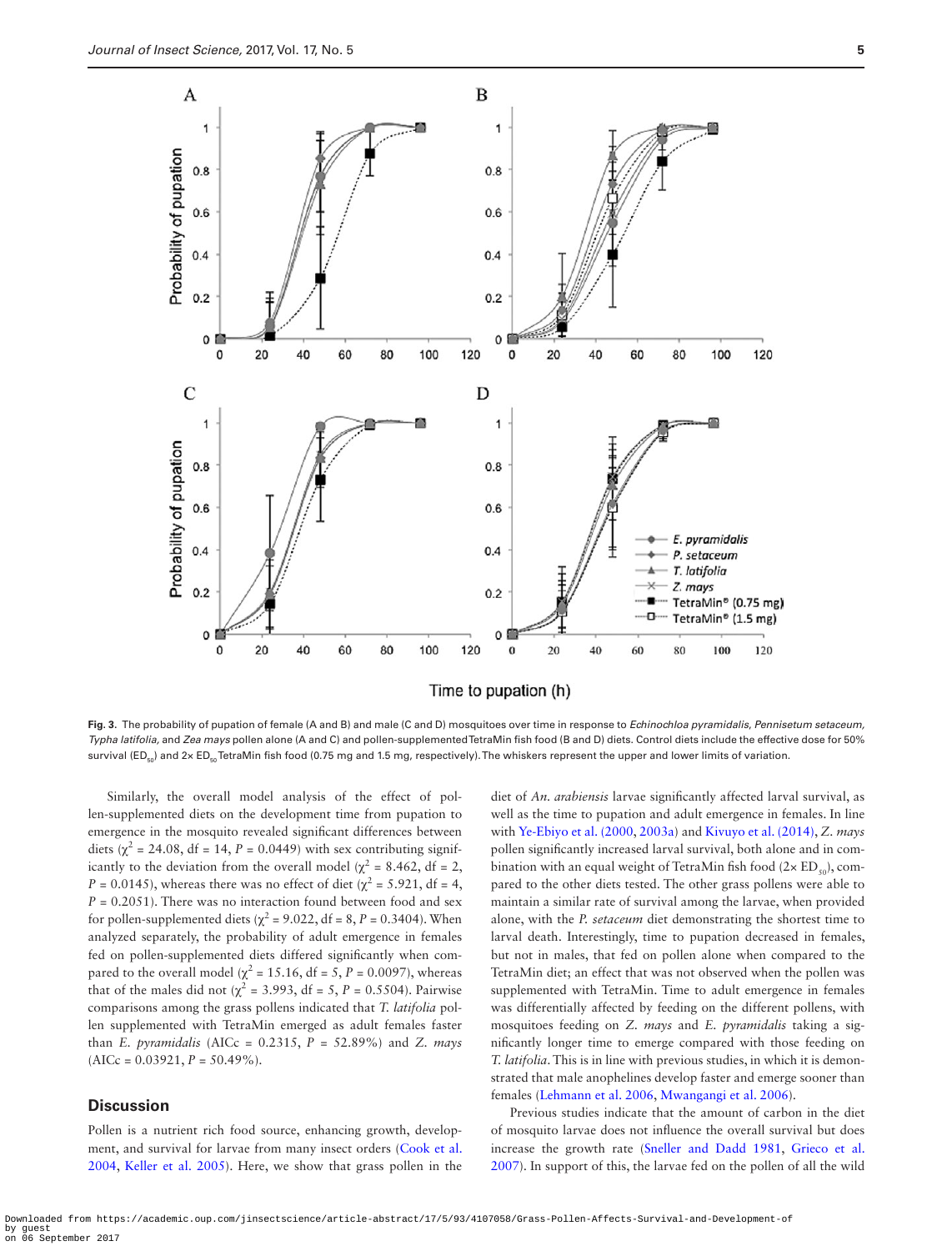**Fig. 3.** The probability of pupation of female (A and B) and male (C and D) mosquitoes over time in response to *Echinochloa pyramidalis*, *Pennisetum setaceum*, *Typha latifolia*, and *Zea mays* pollen alone (A and C) and pollen-supplemented TetraMin fish food (B and D) diets. Control diets include the effective dose for 50% survival ($ED_{50}$) and 2× $ED_{50}$ TetraMin fish food (0.75 mg and 1.5 mg, respectively). The whiskers represent the upper and lower limits of variation.

Similarly, the overall model analysis of the effect of pollen-supplemented diets on the development time from pupation to emergence in the mosquito revealed significant differences between diets ($\chi^2$ = 24.08, df = 14, $P$ = 0.0449) with sex contributing significantly to the deviation from the overall model ($\chi^2$ = 8.462, df = 2, $P$ = 0.0145), whereas there was no effect of diet ($\chi^2$ = 5.921, df = 4, $P$ = 0.2051). There was no interaction found between food and sex for pollen-supplemented diets ($\chi^2$ = 9.022, df = 8, $P$ = 0.3404). When analyzed separately, the probability of adult emergence in females fed on pollen-supplemented diets differed significantly when compared to the overall model ($\chi^2$ = 15.16, df = 5, $P$ = 0.0097), whereas that of the males did not ($\chi^2$ = 3.993, df = 5, $P$ = 0.5504). Pairwise comparisons among the grass pollens indicated that *T. latifolia* pollen supplemented with TetraMin emerged as adult females faster than *E. pyramidalis* (AICc = 0.2315, $P$ = 52.89%) and *Z. mays* (AICc = 0.03921, $P$ = 50.49%).

## Discussion

Pollen is a nutrient rich food source, enhancing growth, development, and survival for larvae from many insect orders (Cook et al. 2004, Keller et al. 2005). Here, we show that grass pollen in the diet of *An. arabiensis* larvae significantly affected larval survival, as well as the time to pupation and adult emergence in females. In line with Ye-Ebiyo et al. (2000, 2003a) and Kivuyo et al. (2014), *Z. mays* pollen significantly increased larval survival, both alone and in combination with an equal weight of TetraMin fish food (2× $ED_{50}$), compared to the other diets tested. The other grass pollens were able to maintain a similar rate of survival among the larvae, when provided alone, with the *P. setaceum* diet demonstrating the shortest time to larval death. Interestingly, time to pupation decreased in females, but not in males, that fed on pollen alone when compared to the TetraMin diet; an effect that was not observed when the pollen was supplemented with TetraMin. Time to adult emergence in females was differentially affected by feeding on the different pollens, with mosquitoes feeding on *Z. mays* and *E. pyramidalis* taking a significantly longer time to emerge compared with those feeding on *T. latifolia*. This is in line with previous studies, in which it is demonstrated that male anophelines develop faster and emerge sooner than females (Lehmann et al. 2006, Mwangangi et al. 2006).

Previous studies indicate that the amount of carbon in the diet of mosquito larvae does not influence the overall survival but does increase the growth rate (Sneller and Dadd 1981, Grieco et al. 2007). In support of this, the larvae fed on the pollen of all the wild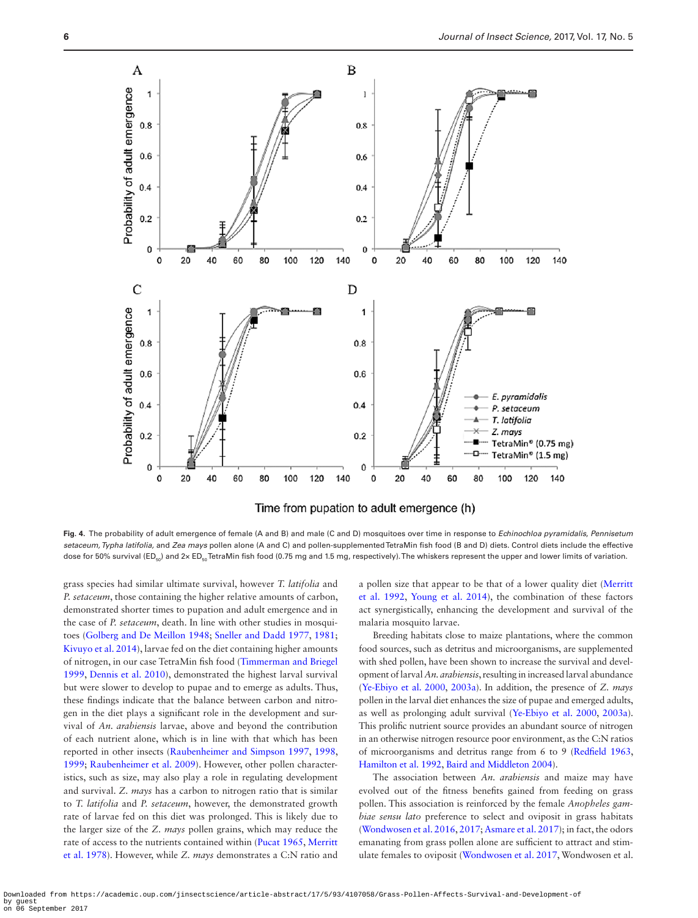**Fig. 4.** The probability of adult emergence of female (A and B) and male (C and D) mosquitoes over time in response to *Echinochloa pyramidalis, Pennisetum setaceum, Typha latifolia,* and *Zea mays* pollen alone (A and C) and pollen-supplemented TetraMin fish food (B and D) diets. Control diets include the effective dose for 50% survival ($ED_{50}$) and 2× $ED_{50}$ TetraMin fish food (0.75 mg and 1.5 mg, respectively). The whiskers represent the upper and lower limits of variation.

grass species had similar ultimate survival, however *T. latifolia* and *P. setaceum*, those containing the higher relative amounts of carbon, demonstrated shorter times to pupation and adult emergence and in the case of *P. setaceum*, death. In line with other studies in mosquitoes (Golberg and De Meillon 1948; Sneller and Dadd 1977, 1981; Kivuyo et al. 2014), larvae fed on the diet containing higher amounts of nitrogen, in our case TetraMin fish food (Timmerman and Briegel 1999, Dennis et al. 2010), demonstrated the highest larval survival but were slower to develop to pupae and to emerge as adults. Thus, these findings indicate that the balance between carbon and nitrogen in the diet plays a significant role in the development and survival of *An. arabiensis* larvae, above and beyond the contribution of each nutrient alone, which is in line with that which has been reported in other insects (Raubenheimer and Simpson 1997, 1998, 1999; Raubenheimer et al. 2009). However, other pollen characteristics, such as size, may also play a role in regulating development and survival. *Z. mays* has a carbon to nitrogen ratio that is similar to *T. latifolia* and *P. setaceum*, however, the demonstrated growth rate of larvae fed on this diet was prolonged. This is likely due to the larger size of the *Z. mays* pollen grains, which may reduce the rate of access to the nutrients contained within (Pucat 1965, Merritt et al. 1978). However, while *Z. mays* demonstrates a C:N ratio and a pollen size that appear to be that of a lower quality diet (Merritt et al. 1992, Young et al. 2014), the combination of these factors act synergistically, enhancing the development and survival of the malaria mosquito larvae.

Breeding habitats close to maize plantations, where the common food sources, such as detritus and microorganisms, are supplemented with shed pollen, have been shown to increase the survival and development of larval *An. arabiensis*, resulting in increased larval abundance (Ye-Ebiyo et al. 2000, 2003a). In addition, the presence of *Z. mays* pollen in the larval diet enhances the size of pupae and emerged adults, as well as prolonging adult survival (Ye-Ebiyo et al. 2000, 2003a). This prolific nutrient source provides an abundant source of nitrogen in an otherwise nitrogen resource poor environment, as the C:N ratios of microorganisms and detritus range from 6 to 9 (Redfield 1963, Hamilton et al. 1992, Baird and Middleton 2004).

The association between *An. arabiensis* and maize may have evolved out of the fitness benefits gained from feeding on grass pollen. This association is reinforced by the female *Anopheles gambiae sensu lato* preference to select and oviposit in grass habitats (Wondwosen et al. 2016, 2017; Asmare et al. 2017); in fact, the odors emanating from grass pollen alone are sufficient to attract and stimulate females to oviposit (Wondwosen et al. 2017, Wondwosen et al.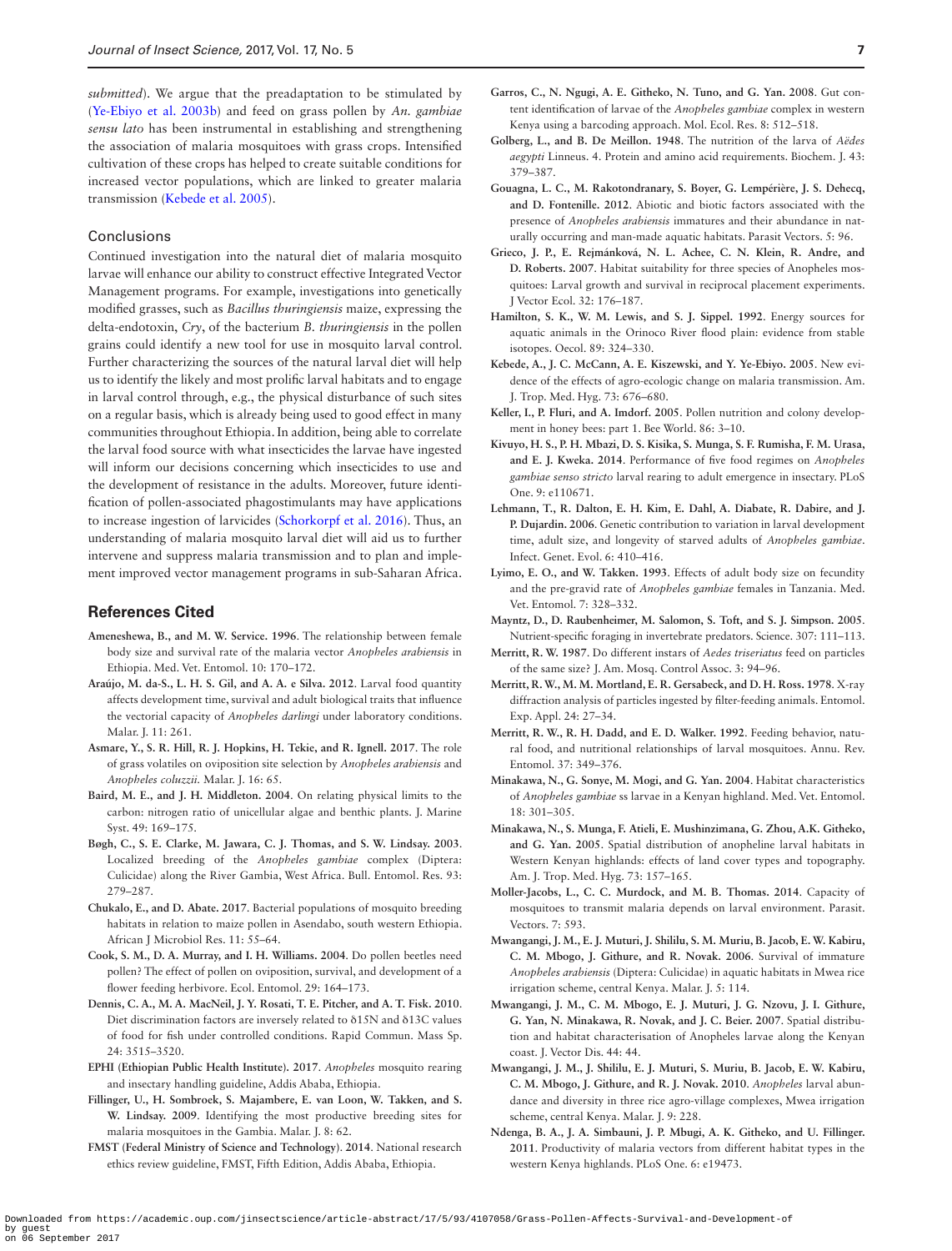*submitted*). We argue that the preadaptation to be stimulated by (Ye-Ebiyo et al. 2003b) and feed on grass pollen by *An. gambiae sensu lato* has been instrumental in establishing and strengthening the association of malaria mosquitoes with grass crops. Intensified cultivation of these crops has helped to create suitable conditions for increased vector populations, which are linked to greater malaria transmission (Kebede et al. 2005).

## Conclusions

Continued investigation into the natural diet of malaria mosquito larvae will enhance our ability to construct effective Integrated Vector Management programs. For example, investigations into genetically modified grasses, such as *Bacillus thuringiensis* maize, expressing the delta-endotoxin, *Cry*, of the bacterium *B. thuringiensis* in the pollen grains could identify a new tool for use in mosquito larval control. Further characterizing the sources of the natural larval diet will help us to identify the likely and most prolific larval habitats and to engage in larval control through, e.g., the physical disturbance of such sites on a regular basis, which is already being used to good effect in many communities throughout Ethiopia. In addition, being able to correlate the larval food source with what insecticides the larvae have ingested will inform our decisions concerning which insecticides to use and the development of resistance in the adults. Moreover, future identification of pollen-associated phagostimulants may have applications to increase ingestion of larvicides (Schorkorpf et al. 2016). Thus, an understanding of malaria mosquito larval diet will aid us to further intervene and suppress malaria transmission and to plan and implement improved vector management programs in sub-Saharan Africa.

## References Cited

**Ameneshewa, B., and M. W. Service. 1996**. The relationship between female body size and survival rate of the malaria vector *Anopheles arabiensis* in Ethiopia. Med. Vet. Entomol. 10: 170–172.

**Araújo, M. da-S., L. H. S. Gil, and A. A. e Silva. 2012**. Larval food quantity affects development time, survival and adult biological traits that influence the vectorial capacity of *Anopheles darlingi* under laboratory conditions. Malar. J. 11: 261.

**Asmare, Y., S. R. Hill, R. J. Hopkins, H. Tekie, and R. Ignell. 2017**. The role of grass volatiles on oviposition site selection by *Anopheles arabiensis* and *Anopheles coluzzii*. Malar. J. 16: 65.

**Baird, M. E., and J. H. Middleton. 2004**. On relating physical limits to the carbon: nitrogen ratio of unicellular algae and benthic plants. J. Marine Syst. 49: 169–175.

**Bøgh, C., S. E. Clarke, M. Jawara, C. J. Thomas, and S. W. Lindsay. 2003**. Localized breeding of the *Anopheles gambiae* complex (Diptera: Culicidae) along the River Gambia, West Africa. Bull. Entomol. Res. 93: 279–287.

**Chukalo, E., and D. Abate. 2017**. Bacterial populations of mosquito breeding habitats in relation to maize pollen in Asendabo, south western Ethiopia. African J Microbiol Res. 11: 55–64.

**Cook, S. M., D. A. Murray, and I. H. Williams. 2004**. Do pollen beetles need pollen? The effect of pollen on oviposition, survival, and development of a flower feeding herbivore. Ecol. Entomol. 29: 164–173.

**Dennis, C. A., M. A. MacNeil, J. Y. Rosati, T. E. Pitcher, and A. T. Fisk. 2010**. Diet discrimination factors are inversely related to δ15N and δ13C values of food for fish under controlled conditions. Rapid Commun. Mass Sp. 24: 3515–3520.

**EPHI (Ethiopian Public Health Institute). 2017**. *Anopheles* mosquito rearing and insectary handling guideline, Addis Ababa, Ethiopia.

**Fillinger, U., H. Sombroek, S. Majambere, E. van Loon, W. Takken, and S. W. Lindsay. 2009**. Identifying the most productive breeding sites for malaria mosquitoes in the Gambia. Malar. J. 8: 62.

**FMST (Federal Ministry of Science and Technology). 2014**. National research ethics review guideline, FMST, Fifth Edition, Addis Ababa, Ethiopia.

**Garros, C., N. Ngugi, A. E. Githeko, N. Tuno, and G. Yan. 2008**. Gut content identification of larvae of the *Anopheles gambiae* complex in western Kenya using a barcoding approach. Mol. Ecol. Res. 8: 512–518.

**Golberg, L., and B. De Meillon. 1948**. The nutrition of the larva of *Aëdes aegypti* Linneus. 4. Protein and amino acid requirements. Biochem. J. 43: 379–387.

**Gouagna, L. C., M. Rakotondranary, S. Boyer, G. Lempérière, J. S. Dehecq, and D. Fontenille. 2012**. Abiotic and biotic factors associated with the presence of *Anopheles arabiensis* immatures and their abundance in naturally occurring and man-made aquatic habitats. Parasit Vectors. 5: 96.

**Grieco, J. P., E. Rejmánková, N. L. Achee, C. N. Klein, R. Andre, and D. Roberts. 2007**. Habitat suitability for three species of Anopheles mosquitoes: Larval growth and survival in reciprocal placement experiments. J Vector Ecol. 32: 176–187.

**Hamilton, S. K., W. M. Lewis, and S. J. Sippel. 1992**. Energy sources for aquatic animals in the Orinoco River flood plain: evidence from stable isotopes. Oecol. 89: 324–330.

**Kebede, A., J. C. McCann, A. E. Kiszewski, and Y. Ye-Ebiyo. 2005**. New evidence of the effects of agro-ecologic change on malaria transmission. Am. J. Trop. Med. Hyg. 73: 676–680.

**Keller, I., P. Fluri, and A. Imdorf. 2005**. Pollen nutrition and colony development in honey bees: part 1. Bee World. 86: 3–10.

**Kivuyo, H. S., P. H. Mbazi, D. S. Kisika, S. Munga, S. F. Rumisha, F. M. Urasa, and E. J. Kweka. 2014**. Performance of five food regimes on *Anopheles gambiae senso stricto* larval rearing to adult emergence in insectary. PLoS One. 9: e110671.

**Lehmann, T., R. Dalton, E. H. Kim, E. Dahl, A. Diabate, R. Dabire, and J. P. Dujardin. 2006**. Genetic contribution to variation in larval development time, adult size, and longevity of starved adults of *Anopheles gambiae*. Infect. Genet. Evol. 6: 410–416.

**Lyimo, E. O., and W. Takken. 1993**. Effects of adult body size on fecundity and the pre-gravid rate of *Anopheles gambiae* females in Tanzania. Med. Vet. Entomol. 7: 328–332.

**Mayntz, D., D. Raubenheimer, M. Salomon, S. Toft, and S. J. Simpson. 2005**. Nutrient-specific foraging in invertebrate predators. Science. 307: 111–113.

**Merritt, R. W. 1987**. Do different instars of *Aedes triseriatus* feed on particles of the same size? J. Am. Mosq. Control Assoc. 3: 94–96.

**Merritt, R. W., M. M. Mortland, E. R. Gersabeck, and D. H. Ross. 1978**. X-ray diffraction analysis of particles ingested by filter-feeding animals. Entomol. Exp. Appl. 24: 27–34.

**Merritt, R. W., R. H. Dadd, and E. D. Walker. 1992**. Feeding behavior, natural food, and nutritional relationships of larval mosquitoes. Annu. Rev. Entomol. 37: 349–376.

**Minakawa, N., G. Sonye, M. Mogi, and G. Yan. 2004**. Habitat characteristics of *Anopheles gambiae* ss larvae in a Kenyan highland. Med. Vet. Entomol. 18: 301–305.

**Minakawa, N., S. Munga, F. Atieli, E. Mushinzimana, G. Zhou, A.K. Githeko, and G. Yan. 2005**. Spatial distribution of anopheline larval habitats in Western Kenyan highlands: effects of land cover types and topography. Am. J. Trop. Med. Hyg. 73: 157–165.

**Moller-Jacobs, L., C. C. Murdock, and M. B. Thomas. 2014**. Capacity of mosquitoes to transmit malaria depends on larval environment. Parasit. Vectors. 7: 593.

**Mwangangi, J. M., E. J. Muturi, J. Shililu, S. M. Muriu, B. Jacob, E. W. Kabiru, C. M. Mbogo, J. Githure, and R. Novak. 2006**. Survival of immature *Anopheles arabiensis* (Diptera: Culicidae) in aquatic habitats in Mwea rice irrigation scheme, central Kenya. Malar. J. 5: 114.

**Mwangangi, J. M., C. M. Mbogo, E. J. Muturi, J. G. Nzovu, J. I. Githure, G. Yan, N. Minakawa, R. Novak, and J. C. Beier. 2007**. Spatial distribution and habitat characterisation of Anopheles larvae along the Kenyan coast. J. Vector Dis. 44: 44.

**Mwangangi, J. M., J. Shililu, E. J. Muturi, S. Muriu, B. Jacob, E. W. Kabiru, C. M. Mbogo, J. Githure, and R. J. Novak. 2010**. *Anopheles* larval abundance and diversity in three rice agro-village complexes, Mwea irrigation scheme, central Kenya. Malar. J. 9: 228.

**Ndenga, B. A., J. A. Simbauni, J. P. Mbugi, A. K. Githeko, and U. Fillinger. 2011**. Productivity of malaria vectors from different habitat types in the western Kenya highlands. PLoS One. 6: e19473.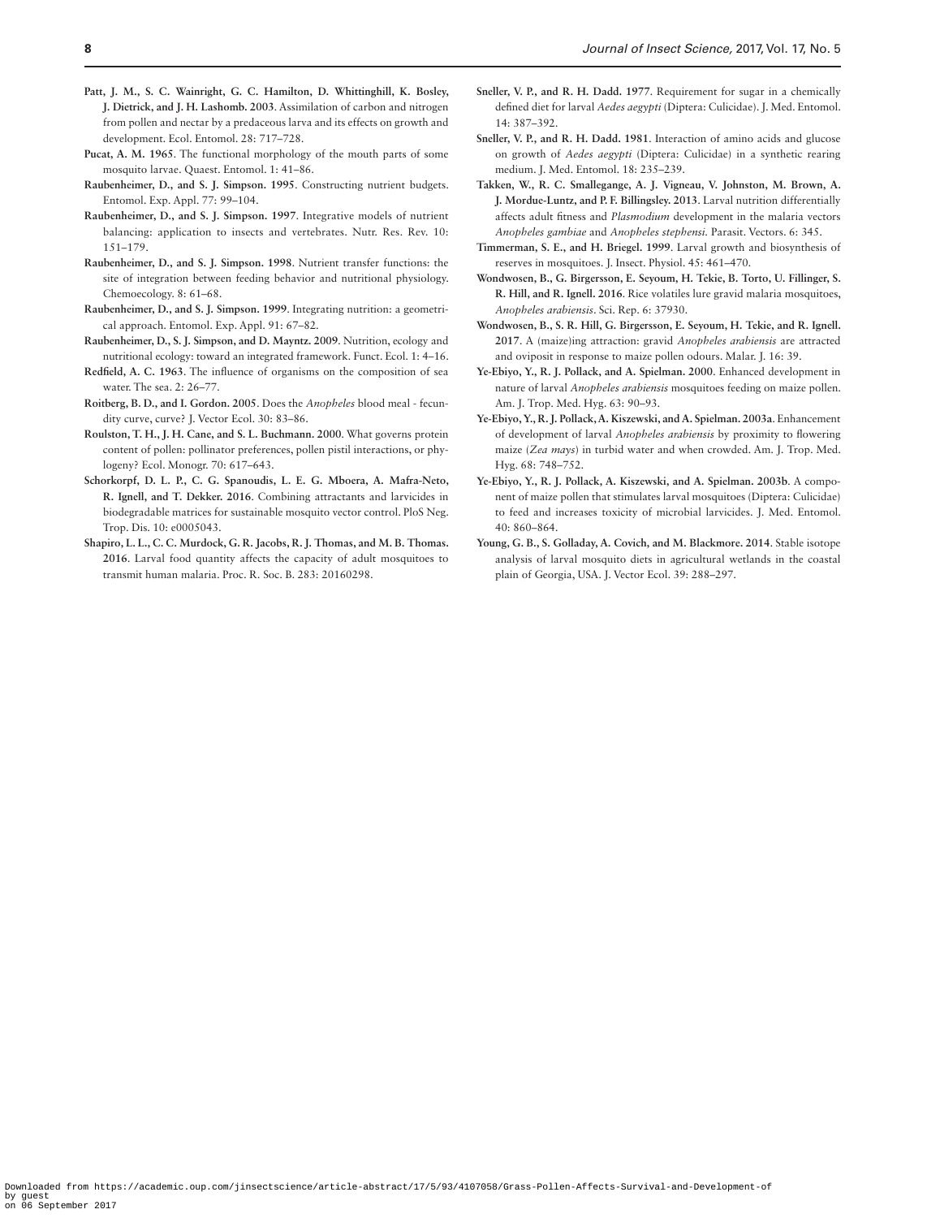**Patt, J. M., S. C. Wainright, G. C. Hamilton, D. Whittinghill, K. Bosley, J. Dietrick, and J. H. Lashomb. 2003**. Assimilation of carbon and nitrogen from pollen and nectar by a predaceous larva and its effects on growth and development. Ecol. Entomol. 28: 717–728.

**Pucat, A. M. 1965**. The functional morphology of the mouth parts of some mosquito larvae. Quaest. Entomol. 1: 41–86.

**Raubenheimer, D., and S. J. Simpson. 1995**. Constructing nutrient budgets. Entomol. Exp. Appl. 77: 99–104.

**Raubenheimer, D., and S. J. Simpson. 1997**. Integrative models of nutrient balancing: application to insects and vertebrates. Nutr. Res. Rev. 10: 151–179.

**Raubenheimer, D., and S. J. Simpson. 1998**. Nutrient transfer functions: the site of integration between feeding behavior and nutritional physiology. Chemoecology. 8: 61–68.

**Raubenheimer, D., and S. J. Simpson. 1999**. Integrating nutrition: a geometrical approach. Entomol. Exp. Appl. 91: 67–82.

**Raubenheimer, D., S. J. Simpson, and D. Mayntz. 2009**. Nutrition, ecology and nutritional ecology: toward an integrated framework. Funct. Ecol. 1: 4–16.

**Redfield, A. C. 1963**. The influence of organisms on the composition of sea water. The sea. 2: 26–77.

**Roitberg, B. D., and I. Gordon. 2005**. Does the *Anopheles* blood meal - fecundity curve, curve? J. Vector Ecol. 30: 83–86.

**Roulston, T. H., J. H. Cane, and S. L. Buchmann. 2000**. What governs protein content of pollen: pollinator preferences, pollen pistil interactions, or phylogeny? Ecol. Monogr. 70: 617–643.

**Schorkorpf, D. L. P., C. G. Spanoudis, L. E. G. Mboera, A. Mafra-Neto, R. Ignell, and T. Dekker. 2016**. Combining attractants and larvicides in biodegradable matrices for sustainable mosquito vector control. PloS Neg. Trop. Dis. 10: e0005043.

**Shapiro, L. L., C. C. Murdock, G. R. Jacobs, R. J. Thomas, and M. B. Thomas. 2016**. Larval food quantity affects the capacity of adult mosquitoes to transmit human malaria. Proc. R. Soc. B. 283: 20160298.

**Sneller, V. P., and R. H. Dadd. 1977**. Requirement for sugar in a chemically defined diet for larval *Aedes aegypti* (Diptera: Culicidae). J. Med. Entomol. 14: 387–392.

**Sneller, V. P., and R. H. Dadd. 1981**. Interaction of amino acids and glucose on growth of *Aedes aegypti* (Diptera: Culicidae) in a synthetic rearing medium. J. Med. Entomol. 18: 235–239.

**Takken, W., R. C. Smallegange, A. J. Vigneau, V. Johnston, M. Brown, A. J. Mordue-Luntz, and P. F. Billingsley. 2013**. Larval nutrition differentially affects adult fitness and *Plasmodium* development in the malaria vectors *Anopheles gambiae* and *Anopheles stephensi*. Parasit. Vectors. 6: 345.

**Timmerman, S. E., and H. Briegel. 1999**. Larval growth and biosynthesis of reserves in mosquitoes. J. Insect. Physiol. 45: 461–470.

**Wondwosen, B., G. Birgersson, E. Seyoum, H. Tekie, B. Torto, U. Fillinger, S. R. Hill, and R. Ignell. 2016**. Rice volatiles lure gravid malaria mosquitoes, *Anopheles arabiensis*. Sci. Rep. 6: 37930.

**Wondwosen, B., S. R. Hill, G. Birgersson, E. Seyoum, H. Tekie, and R. Ignell. 2017**. A (maize)ing attraction: gravid *Anopheles arabiensis* are attracted and oviposit in response to maize pollen odours. Malar. J. 16: 39.

**Ye-Ebiyo, Y., R. J. Pollack, and A. Spielman. 2000**. Enhanced development in nature of larval *Anopheles arabiensis* mosquitoes feeding on maize pollen. Am. J. Trop. Med. Hyg. 63: 90–93.

**Ye-Ebiyo, Y., R. J. Pollack, A. Kiszewski, and A. Spielman. 2003a**. Enhancement of development of larval *Anopheles arabiensis* by proximity to flowering maize (*Zea mays*) in turbid water and when crowded. Am. J. Trop. Med. Hyg. 68: 748–752.

**Ye-Ebiyo, Y., R. J. Pollack, A. Kiszewski, and A. Spielman. 2003b**. A component of maize pollen that stimulates larval mosquitoes (Diptera: Culicidae) to feed and increases toxicity of microbial larvicides. J. Med. Entomol. 40: 860–864.

**Young, G. B., S. Golladay, A. Covich, and M. Blackmore. 2014**. Stable isotope analysis of larval mosquito diets in agricultural wetlands in the coastal plain of Georgia, USA. J. Vector Ecol. 39: 288–297.